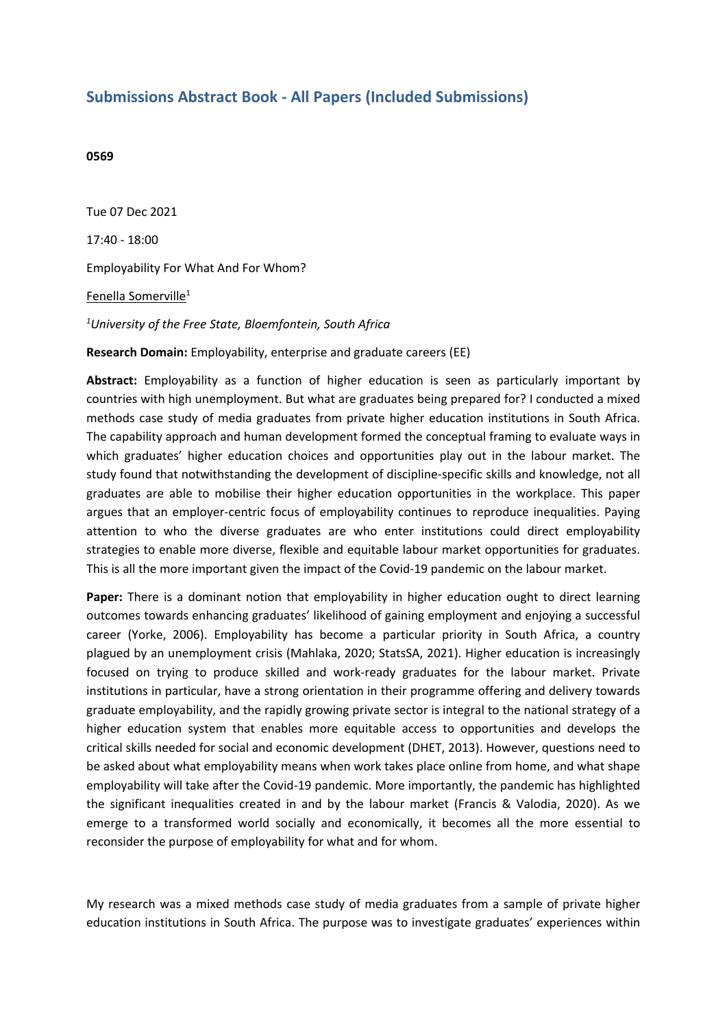# Submissions Abstract Book - All Papers (Included Submissions)

**0569**

Tue 07 Dec 2021

17:40 - 18:00

Employability For What And For Whom?

Fenella Somerville[1]

*[1]University of the Free State, Bloemfontein, South Africa*

**Research Domain:** Employability, enterprise and graduate careers (EE)

**Abstract:** Employability as a function of higher education is seen as particularly important by countries with high unemployment. But what are graduates being prepared for? I conducted a mixed methods case study of media graduates from private higher education institutions in South Africa. The capability approach and human development formed the conceptual framing to evaluate ways in which graduates' higher education choices and opportunities play out in the labour market. The study found that notwithstanding the development of discipline-specific skills and knowledge, not all graduates are able to mobilise their higher education opportunities in the workplace. This paper argues that an employer-centric focus of employability continues to reproduce inequalities. Paying attention to who the diverse graduates are who enter institutions could direct employability strategies to enable more diverse, flexible and equitable labour market opportunities for graduates. This is all the more important given the impact of the Covid-19 pandemic on the labour market.

**Paper:** There is a dominant notion that employability in higher education ought to direct learning outcomes towards enhancing graduates' likelihood of gaining employment and enjoying a successful career (Yorke, 2006). Employability has become a particular priority in South Africa, a country plagued by an unemployment crisis (Mahlaka, 2020; StatsSA, 2021). Higher education is increasingly focused on trying to produce skilled and work-ready graduates for the labour market. Private institutions in particular, have a strong orientation in their programme offering and delivery towards graduate employability, and the rapidly growing private sector is integral to the national strategy of a higher education system that enables more equitable access to opportunities and develops the critical skills needed for social and economic development (DHET, 2013). However, questions need to be asked about what employability means when work takes place online from home, and what shape employability will take after the Covid-19 pandemic. More importantly, the pandemic has highlighted the significant inequalities created in and by the labour market (Francis & Valodia, 2020). As we emerge to a transformed world socially and economically, it becomes all the more essential to reconsider the purpose of employability for what and for whom.

My research was a mixed methods case study of media graduates from a sample of private higher education institutions in South Africa. The purpose was to investigate graduates' experiences within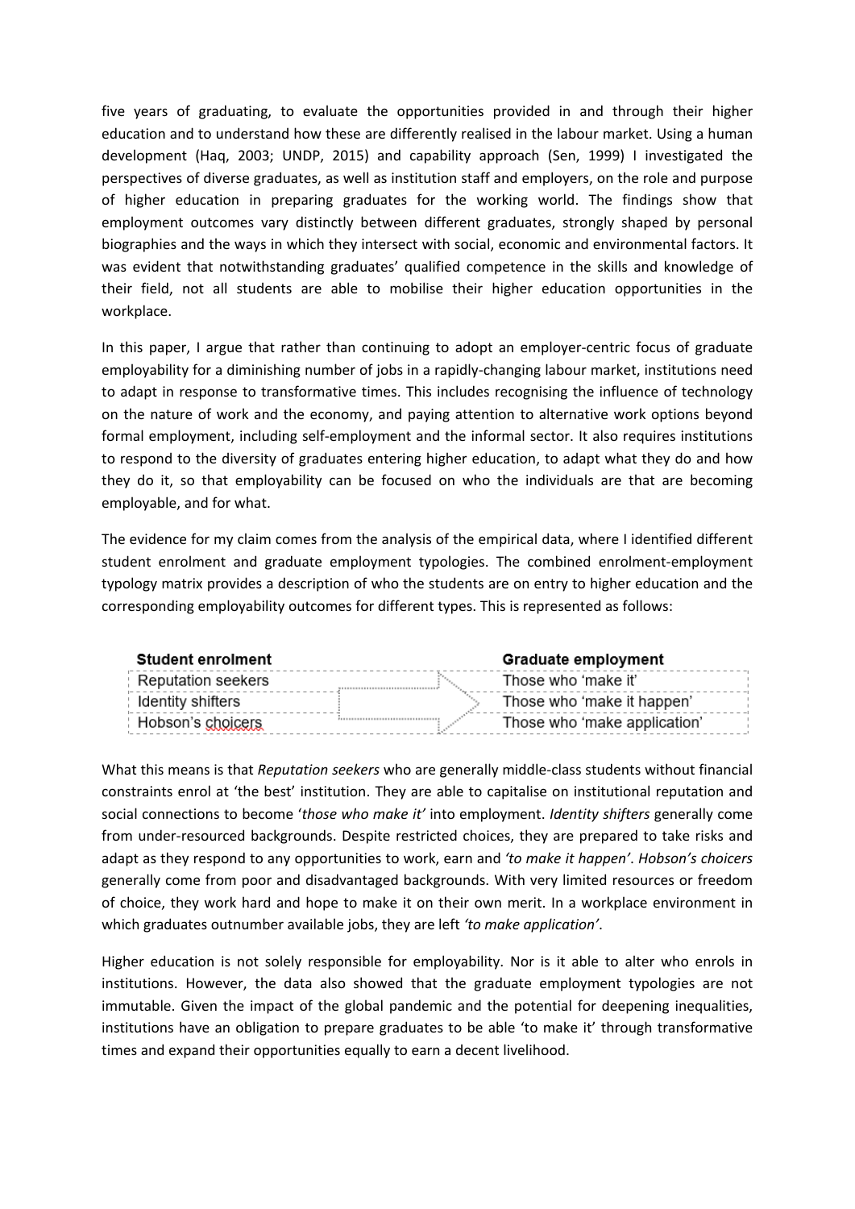five years of graduating, to evaluate the opportunities provided in and through their higher education and to understand how these are differently realised in the labour market. Using a human development (Haq, 2003; UNDP, 2015) and capability approach (Sen, 1999) I investigated the perspectives of diverse graduates, as well as institution staff and employers, on the role and purpose of higher education in preparing graduates for the working world. The findings show that employment outcomes vary distinctly between different graduates, strongly shaped by personal biographies and the ways in which they intersect with social, economic and environmental factors. It was evident that notwithstanding graduates' qualified competence in the skills and knowledge of their field, not all students are able to mobilise their higher education opportunities in the workplace.

In this paper, I argue that rather than continuing to adopt an employer-centric focus of graduate employability for a diminishing number of jobs in a rapidly-changing labour market, institutions need to adapt in response to transformative times. This includes recognising the influence of technology on the nature of work and the economy, and paying attention to alternative work options beyond formal employment, including self-employment and the informal sector. It also requires institutions to respond to the diversity of graduates entering higher education, to adapt what they do and how they do it, so that employability can be focused on who the individuals are that are becoming employable, and for what.

The evidence for my claim comes from the analysis of the empirical data, where I identified different student enrolment and graduate employment typologies. The combined enrolment-employment typology matrix provides a description of who the students are on entry to higher education and the corresponding employability outcomes for different types. This is represented as follows:

| Student enrolment | Graduate employment |
|---|---|
| Reputation seekers | Those who 'make it' |
| Identity shifters | Those who 'make it happen' |
| Hobson's choicers | Those who 'make application' |

What this means is that *Reputation seekers* who are generally middle-class students without financial constraints enrol at 'the best' institution. They are able to capitalise on institutional reputation and social connections to become '*those who make it'* into employment. *Identity shifters* generally come from under-resourced backgrounds. Despite restricted choices, they are prepared to take risks and adapt as they respond to any opportunities to work, earn and *'to make it happen'*. *Hobson's choicers* generally come from poor and disadvantaged backgrounds. With very limited resources or freedom of choice, they work hard and hope to make it on their own merit. In a workplace environment in which graduates outnumber available jobs, they are left *'to make application'*.

Higher education is not solely responsible for employability. Nor is it able to alter who enrols in institutions. However, the data also showed that the graduate employment typologies are not immutable. Given the impact of the global pandemic and the potential for deepening inequalities, institutions have an obligation to prepare graduates to be able 'to make it' through transformative times and expand their opportunities equally to earn a decent livelihood.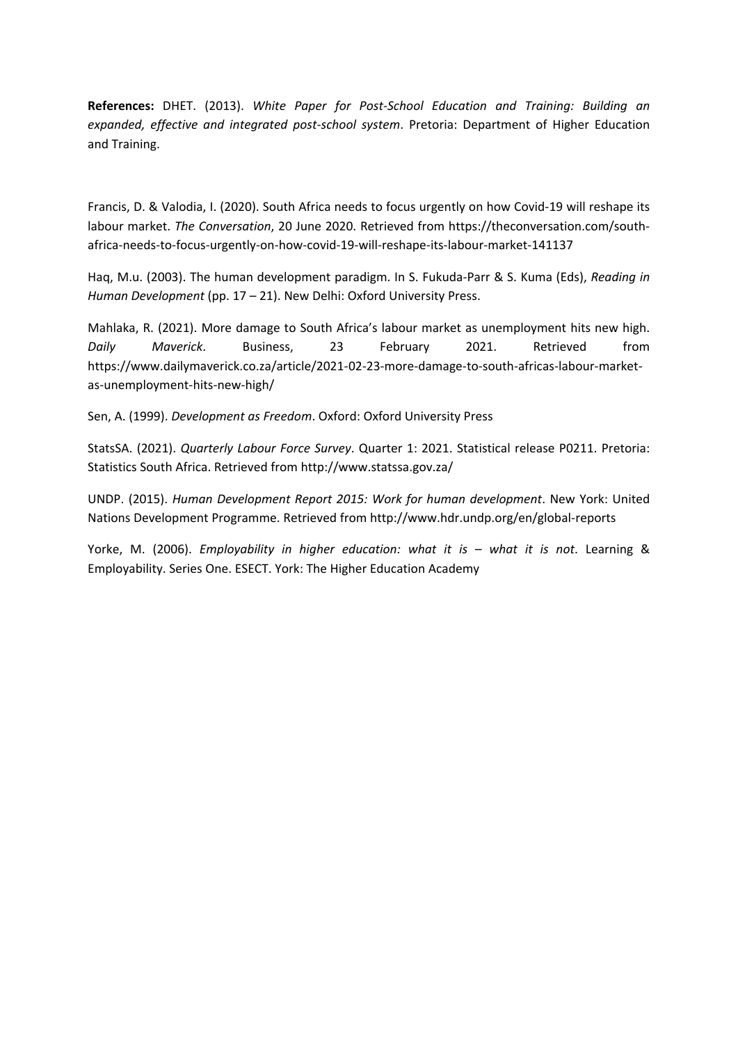**References:** DHET. (2013). *White Paper for Post-School Education and Training: Building an expanded, effective and integrated post-school system*. Pretoria: Department of Higher Education and Training.

Francis, D. & Valodia, I. (2020). South Africa needs to focus urgently on how Covid-19 will reshape its labour market. *The Conversation*, 20 June 2020. Retrieved from https://theconversation.com/south-africa-needs-to-focus-urgently-on-how-covid-19-will-reshape-its-labour-market-141137

Haq, M.u. (2003). The human development paradigm. In S. Fukuda-Parr & S. Kuma (Eds), *Reading in Human Development* (pp. 17 – 21). New Delhi: Oxford University Press.

Mahlaka, R. (2021). More damage to South Africa's labour market as unemployment hits new high. *Daily Maverick*. Business, 23 February 2021. Retrieved from https://www.dailymaverick.co.za/article/2021-02-23-more-damage-to-south-africas-labour-market-as-unemployment-hits-new-high/

Sen, A. (1999). *Development as Freedom*. Oxford: Oxford University Press

StatsSA. (2021). *Quarterly Labour Force Survey*. Quarter 1: 2021. Statistical release P0211. Pretoria: Statistics South Africa. Retrieved from http://www.statssa.gov.za/

UNDP. (2015). *Human Development Report 2015: Work for human development*. New York: United Nations Development Programme. Retrieved from http://www.hdr.undp.org/en/global-reports

Yorke, M. (2006). *Employability in higher education: what it is – what it is not*. Learning & Employability. Series One. ESECT. York: The Higher Education Academy